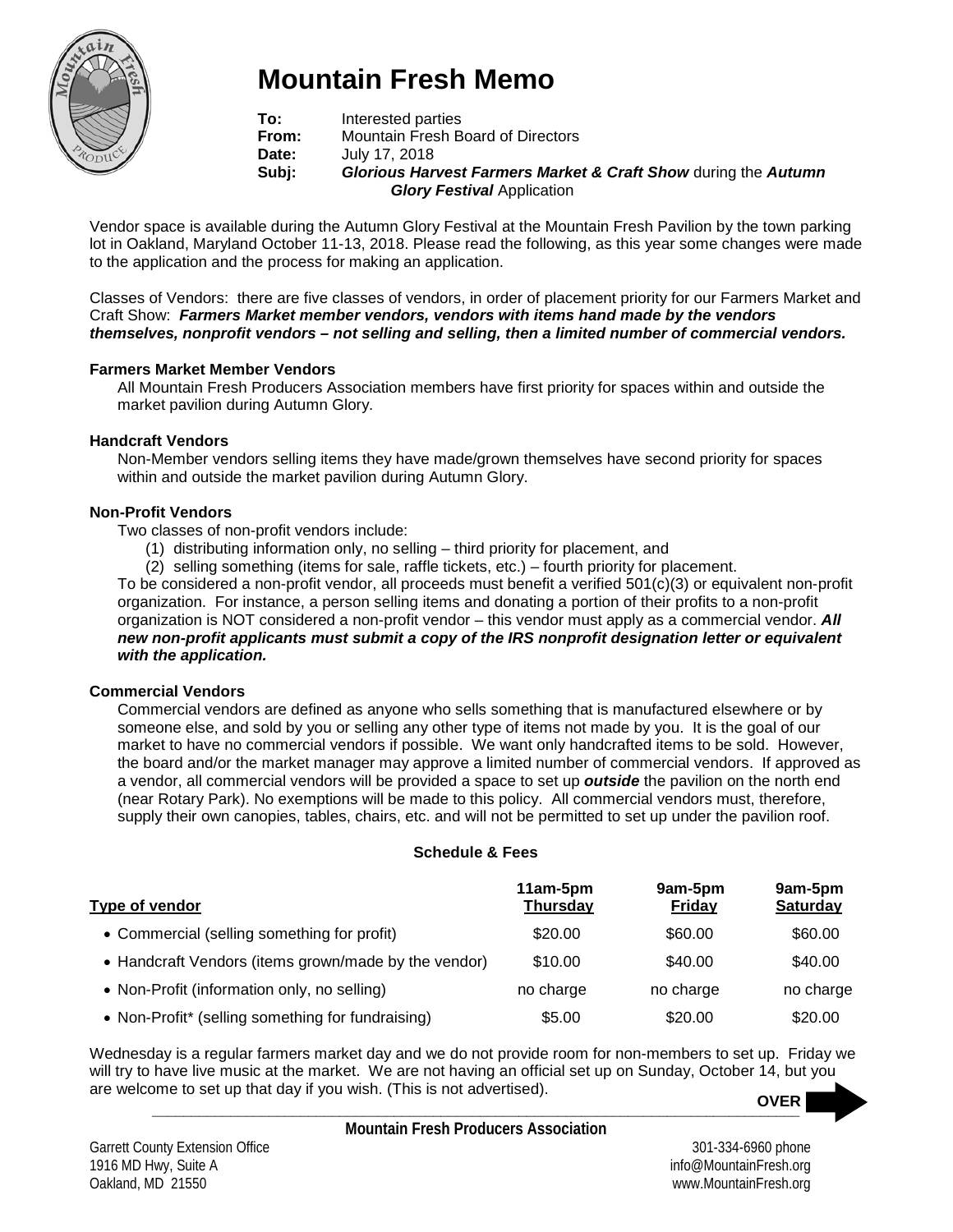# Mountain Fresh Memo

**To:** Interested parties
**From:** Mountain Fresh Board of Directors
**Date:** July 17, 2018
**Subj:** ***Glorious Harvest Farmers Market & Craft Show*** **during the** ***Autumn Glory Festival*** **Application**

Vendor space is available during the Autumn Glory Festival at the Mountain Fresh Pavilion by the town parking lot in Oakland, Maryland October 11-13, 2018. Please read the following, as this year some changes were made to the application and the process for making an application.

Classes of Vendors: there are five classes of vendors, in order of placement priority for our Farmers Market and Craft Show: ***Farmers Market member vendors, vendors with items hand made by the vendors themselves, nonprofit vendors – not selling and selling, then a limited number of commercial vendors.***

### Farmers Market Member Vendors

All Mountain Fresh Producers Association members have first priority for spaces within and outside the market pavilion during Autumn Glory.

### Handcraft Vendors

Non-Member vendors selling items they have made/grown themselves have second priority for spaces within and outside the market pavilion during Autumn Glory.

### Non-Profit Vendors

Two classes of non-profit vendors include:

1. distributing information only, no selling – third priority for placement, and
2. selling something (items for sale, raffle tickets, etc.) – fourth priority for placement.

To be considered a non-profit vendor, all proceeds must benefit a verified 501(c)(3) or equivalent non-profit organization. For instance, a person selling items and donating a portion of their profits to a non-profit organization is NOT considered a non-profit vendor – this vendor must apply as a commercial vendor. ***All new non-profit applicants must submit a copy of the IRS nonprofit designation letter or equivalent with the application.***

### Commercial Vendors

Commercial vendors are defined as anyone who sells something that is manufactured elsewhere or by someone else, and sold by you or selling any other type of items not made by you. It is the goal of our market to have no commercial vendors if possible. We want only handcrafted items to be sold. However, the board and/or the market manager may approve a limited number of commercial vendors. If approved as a vendor, all commercial vendors will be provided a space to set up ***outside*** the pavilion on the north end (near Rotary Park). No exemptions will be made to this policy. All commercial vendors must, therefore, supply their own canopies, tables, chairs, etc. and will not be permitted to set up under the pavilion roof.

### Schedule & Fees

| Type of vendor | 11am-5pm Thursday | 9am-5pm Friday | 9am-5pm Saturday |
|---|---|---|---|
| • Commercial (selling something for profit) | $20.00 | $60.00 | $60.00 |
| • Handcraft Vendors (items grown/made by the vendor) | $10.00 | $40.00 | $40.00 |
| • Non-Profit (information only, no selling) | no charge | no charge | no charge |
| • Non-Profit* (selling something for fundraising) | $5.00 | $20.00 | $20.00 |

Wednesday is a regular farmers market day and we do not provide room for non-members to set up. Friday we will try to have live music at the market. We are not having an official set up on Sunday, October 14, but you are welcome to set up that day if you wish. (This is not advertised).

**OVER**

**Mountain Fresh Producers Association**

Garrett County Extension Office
1916 MD Hwy, Suite A
Oakland, MD 21550

301-334-6960 phone
info@MountainFresh.org
www.MountainFresh.org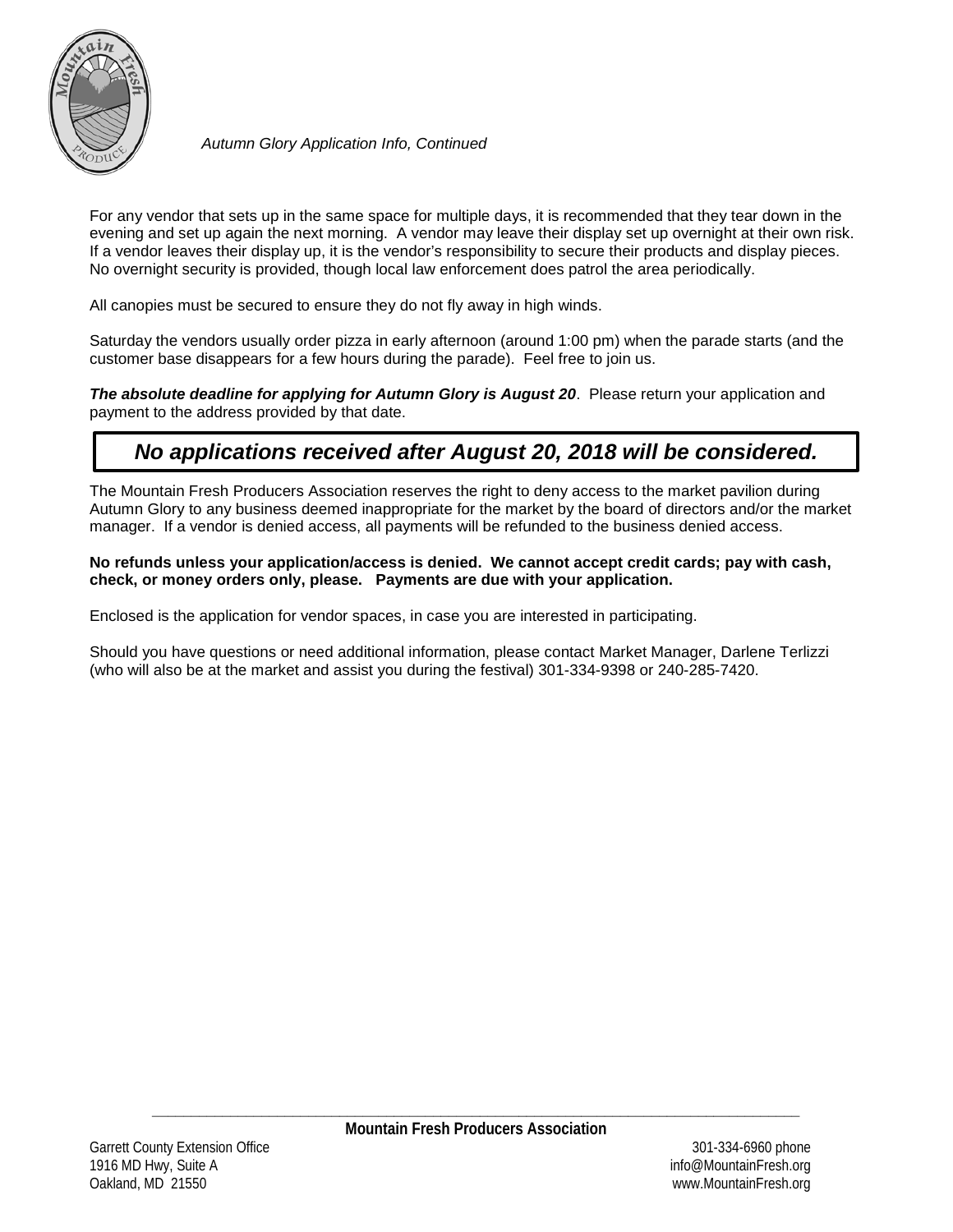*Autumn Glory Application Info, Continued*

For any vendor that sets up in the same space for multiple days, it is recommended that they tear down in the evening and set up again the next morning. A vendor may leave their display set up overnight at their own risk. If a vendor leaves their display up, it is the vendor's responsibility to secure their products and display pieces. No overnight security is provided, though local law enforcement does patrol the area periodically.

All canopies must be secured to ensure they do not fly away in high winds.

Saturday the vendors usually order pizza in early afternoon (around 1:00 pm) when the parade starts (and the customer base disappears for a few hours during the parade). Feel free to join us.

***The absolute deadline for applying for Autumn Glory is August 20***. Please return your application and payment to the address provided by that date.

## ***No applications received after August 20, 2018 will be considered.***

The Mountain Fresh Producers Association reserves the right to deny access to the market pavilion during Autumn Glory to any business deemed inappropriate for the market by the board of directors and/or the market manager. If a vendor is denied access, all payments will be refunded to the business denied access.

**No refunds unless your application/access is denied. We cannot accept credit cards; pay with cash, check, or money orders only, please. Payments are due with your application.**

Enclosed is the application for vendor spaces, in case you are interested in participating.

Should you have questions or need additional information, please contact Market Manager, Darlene Terlizzi (who will also be at the market and assist you during the festival) 301-334-9398 or 240-285-7420.

**Mountain Fresh Producers Association**

Garrett County Extension Office
1916 MD Hwy, Suite A
Oakland, MD 21550

301-334-6960 phone
info@MountainFresh.org
www.MountainFresh.org